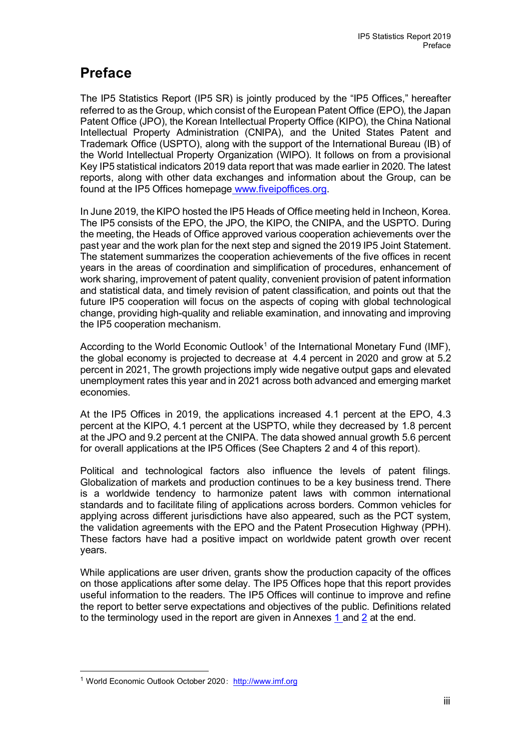# Preface

The IP5 Statistics Report (IP5 SR) is jointly produced by the “IP5 Offices,” hereafter referred to as the Group, which consist of the European Patent Office (EPO), the Japan Patent Office (JPO), the Korean Intellectual Property Office (KIPO), the China National Intellectual Property Administration (CNIPA), and the United States Patent and Trademark Office (USPTO), along with the support of the International Bureau (IB) of the World Intellectual Property Organization (WIPO). It follows on from a provisional Key IP5 statistical indicators 2019 data report that was made earlier in 2020. The latest reports, along with other data exchanges and information about the Group, can be found at the IP5 Offices homepage www.fiveipoffices.org.

In June 2019, the KIPO hosted the IP5 Heads of Office meeting held in Incheon, Korea. The IP5 consists of the EPO, the JPO, the KIPO, the CNIPA, and the USPTO. During the meeting, the Heads of Office approved various cooperation achievements over the past year and the work plan for the next step and signed the 2019 IP5 Joint Statement. The statement summarizes the cooperation achievements of the five offices in recent years in the areas of coordination and simplification of procedures, enhancement of work sharing, improvement of patent quality, convenient provision of patent information and statistical data, and timely revision of patent classification, and points out that the future IP5 cooperation will focus on the aspects of coping with global technological change, providing high-quality and reliable examination, and innovating and improving the IP5 cooperation mechanism.

According to the World Economic Outlook[1] of the International Monetary Fund (IMF), the global economy is projected to decrease at 4.4 percent in 2020 and grow at 5.2 percent in 2021, The growth projections imply wide negative output gaps and elevated unemployment rates this year and in 2021 across both advanced and emerging market economies.

At the IP5 Offices in 2019, the applications increased 4.1 percent at the EPO, 4.3 percent at the KIPO, 4.1 percent at the USPTO, while they decreased by 1.8 percent at the JPO and 9.2 percent at the CNIPA. The data showed annual growth 5.6 percent for overall applications at the IP5 Offices (See Chapters 2 and 4 of this report).

Political and technological factors also influence the levels of patent filings. Globalization of markets and production continues to be a key business trend. There is a worldwide tendency to harmonize patent laws with common international standards and to facilitate filing of applications across borders. Common vehicles for applying across different jurisdictions have also appeared, such as the PCT system, the validation agreements with the EPO and the Patent Prosecution Highway (PPH). These factors have had a positive impact on worldwide patent growth over recent years.

While applications are user driven, grants show the production capacity of the offices on those applications after some delay. The IP5 Offices hope that this report provides useful information to the readers. The IP5 Offices will continue to improve and refine the report to better serve expectations and objectives of the public. Definitions related to the terminology used in the report are given in Annexes 1 and 2 at the end.

---

[1] World Economic Outlook October 2020：http://www.imf.org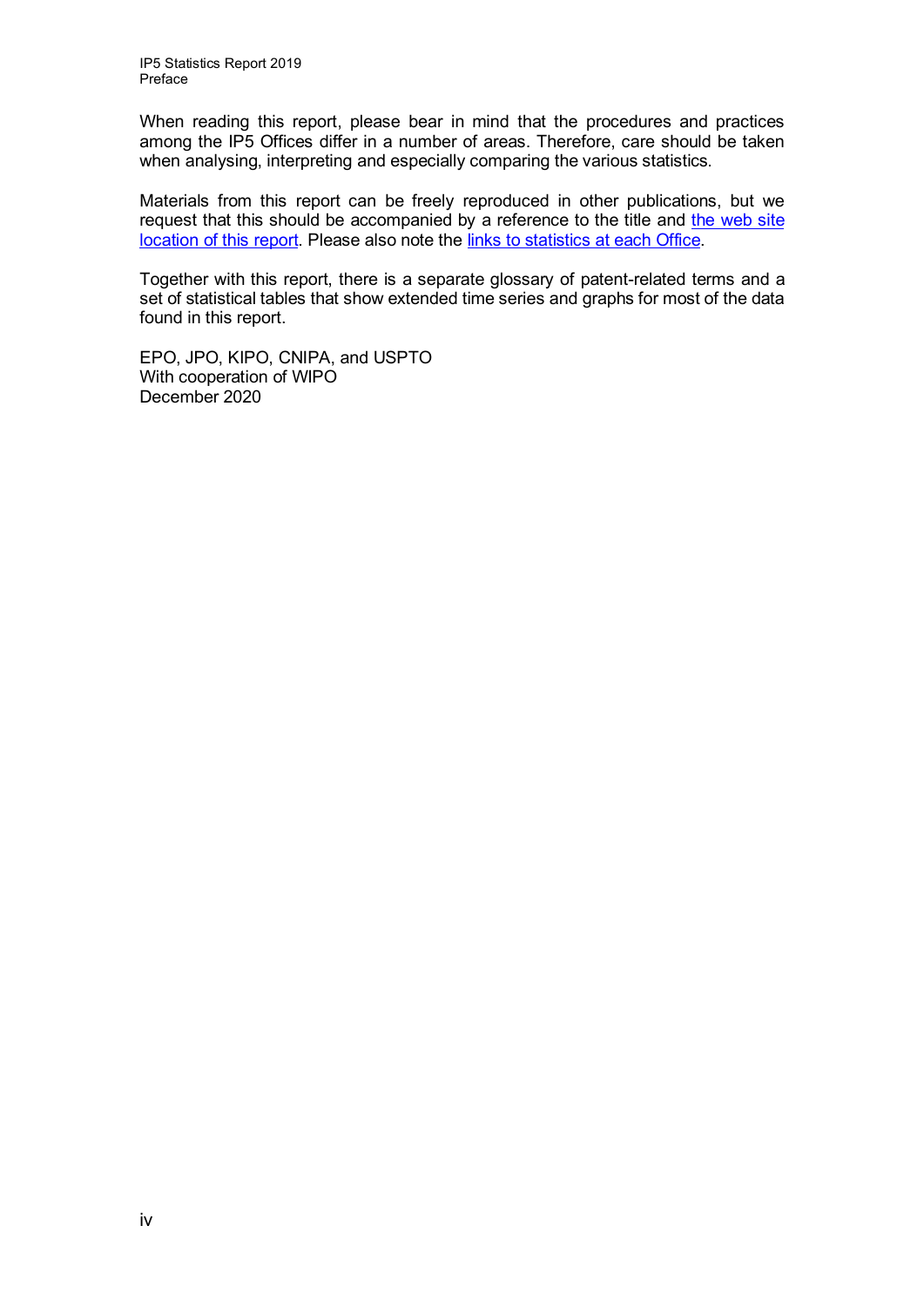When reading this report, please bear in mind that the procedures and practices among the IP5 Offices differ in a number of areas. Therefore, care should be taken when analysing, interpreting and especially comparing the various statistics.

Materials from this report can be freely reproduced in other publications, but we request that this should be accompanied by a reference to the title and the web site location of this report. Please also note the links to statistics at each Office.

Together with this report, there is a separate glossary of patent-related terms and a set of statistical tables that show extended time series and graphs for most of the data found in this report.

EPO, JPO, KIPO, CNIPA, and USPTO
With cooperation of WIPO
December 2020